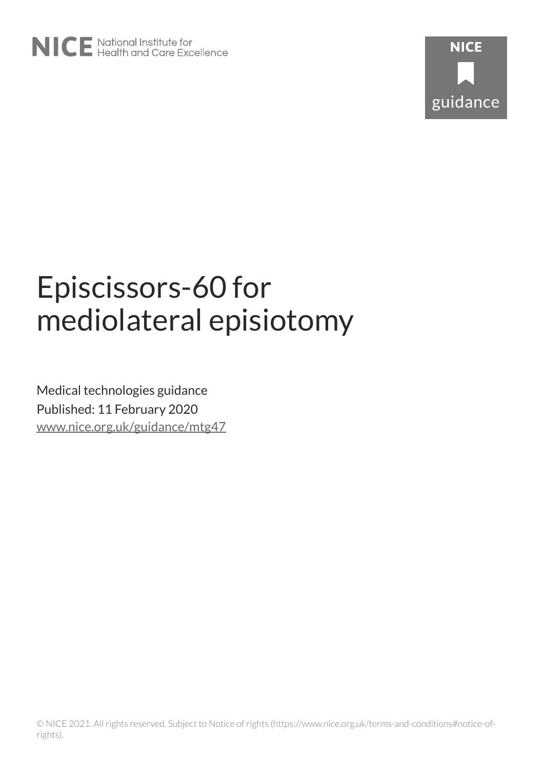# Episcissors-60 for mediolateral episiotomy

Medical technologies guidance

Published: 11 February 2020

www.nice.org.uk/guidance/mtg47

© NICE 2021. All rights reserved. Subject to Notice of rights (https://www.nice.org.uk/terms-and-conditions#notice-of-rights).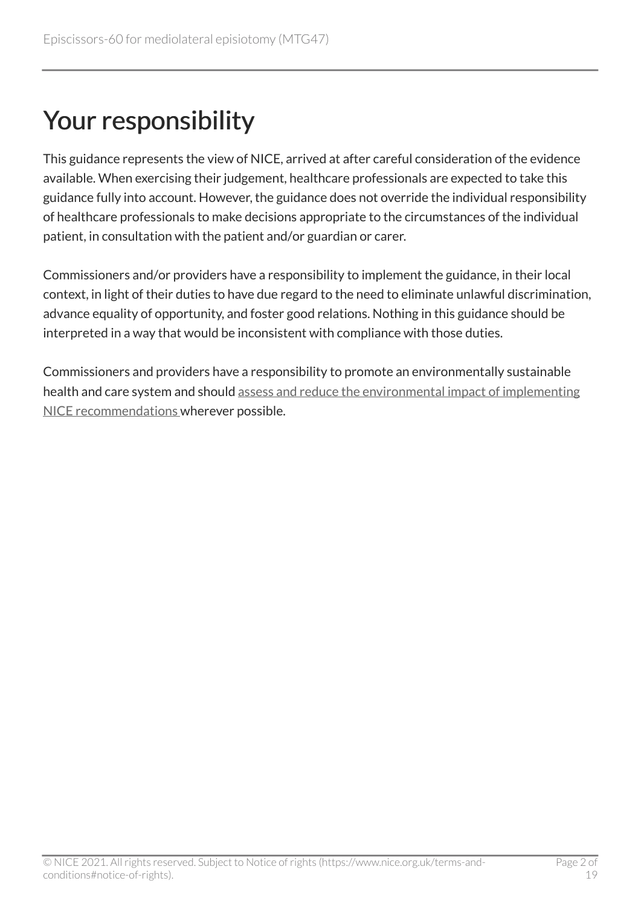# Your responsibility

This guidance represents the view of NICE, arrived at after careful consideration of the evidence available. When exercising their judgement, healthcare professionals are expected to take this guidance fully into account. However, the guidance does not override the individual responsibility of healthcare professionals to make decisions appropriate to the circumstances of the individual patient, in consultation with the patient and/or guardian or carer.

Commissioners and/or providers have a responsibility to implement the guidance, in their local context, in light of their duties to have due regard to the need to eliminate unlawful discrimination, advance equality of opportunity, and foster good relations. Nothing in this guidance should be interpreted in a way that would be inconsistent with compliance with those duties.

Commissioners and providers have a responsibility to promote an environmentally sustainable health and care system and should assess and reduce the environmental impact of implementing NICE recommendations wherever possible.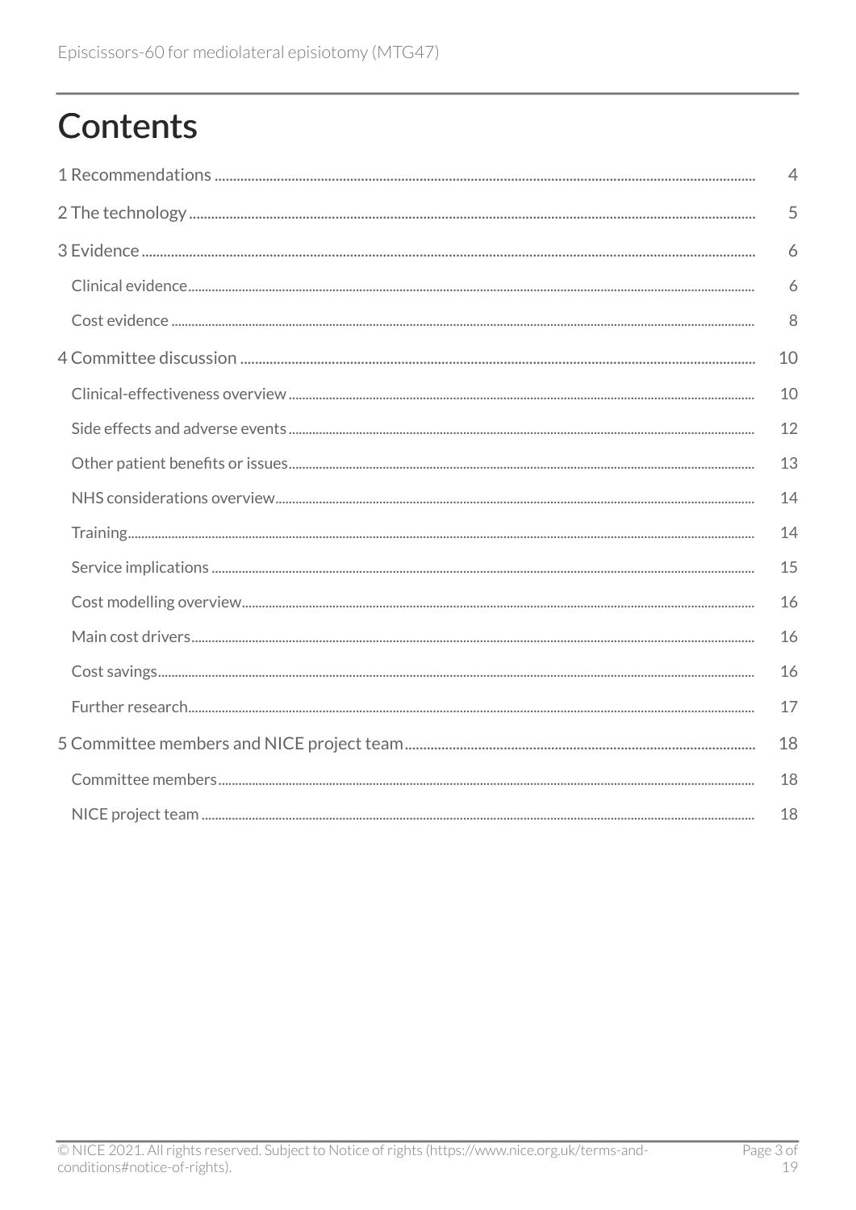# Contents

1 Recommendations ..... 4

2 The technology ..... 5

3 Evidence ..... 6

- Clinical evidence ..... 6
- Cost evidence ..... 8

4 Committee discussion ..... 10

- Clinical-effectiveness overview ..... 10
- Side effects and adverse events ..... 12
- Other patient benefits or issues ..... 13
- NHS considerations overview ..... 14
- Training ..... 14
- Service implications ..... 15
- Cost modelling overview ..... 16
- Main cost drivers ..... 16
- Cost savings ..... 16
- Further research ..... 17

5 Committee members and NICE project team ..... 18

- Committee members ..... 18
- NICE project team ..... 18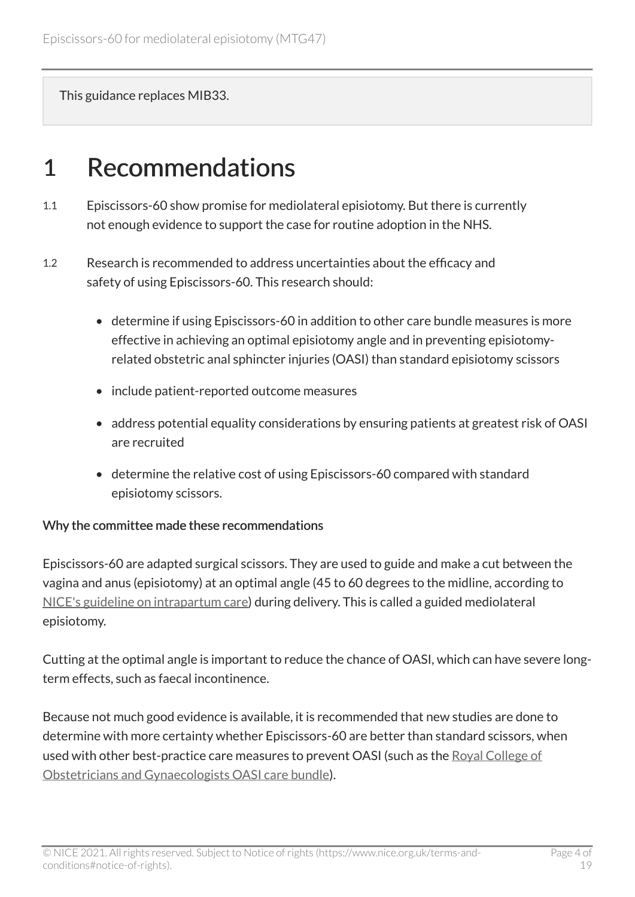This guidance replaces MIB33.

# 1 Recommendations

1.1 Episcissors-60 show promise for mediolateral episiotomy. But there is currently not enough evidence to support the case for routine adoption in the NHS.

1.2 Research is recommended to address uncertainties about the efficacy and safety of using Episcissors-60. This research should:

- determine if using Episcissors-60 in addition to other care bundle measures is more effective in achieving an optimal episiotomy angle and in preventing episiotomy-related obstetric anal sphincter injuries (OASI) than standard episiotomy scissors
- include patient-reported outcome measures
- address potential equality considerations by ensuring patients at greatest risk of OASI are recruited
- determine the relative cost of using Episcissors-60 compared with standard episiotomy scissors.

**Why the committee made these recommendations**

Episcissors-60 are adapted surgical scissors. They are used to guide and make a cut between the vagina and anus (episiotomy) at an optimal angle (45 to 60 degrees to the midline, according to NICE's guideline on intrapartum care) during delivery. This is called a guided mediolateral episiotomy.

Cutting at the optimal angle is important to reduce the chance of OASI, which can have severe long-term effects, such as faecal incontinence.

Because not much good evidence is available, it is recommended that new studies are done to determine with more certainty whether Episcissors-60 are better than standard scissors, when used with other best-practice care measures to prevent OASI (such as the Royal College of Obstetricians and Gynaecologists OASI care bundle).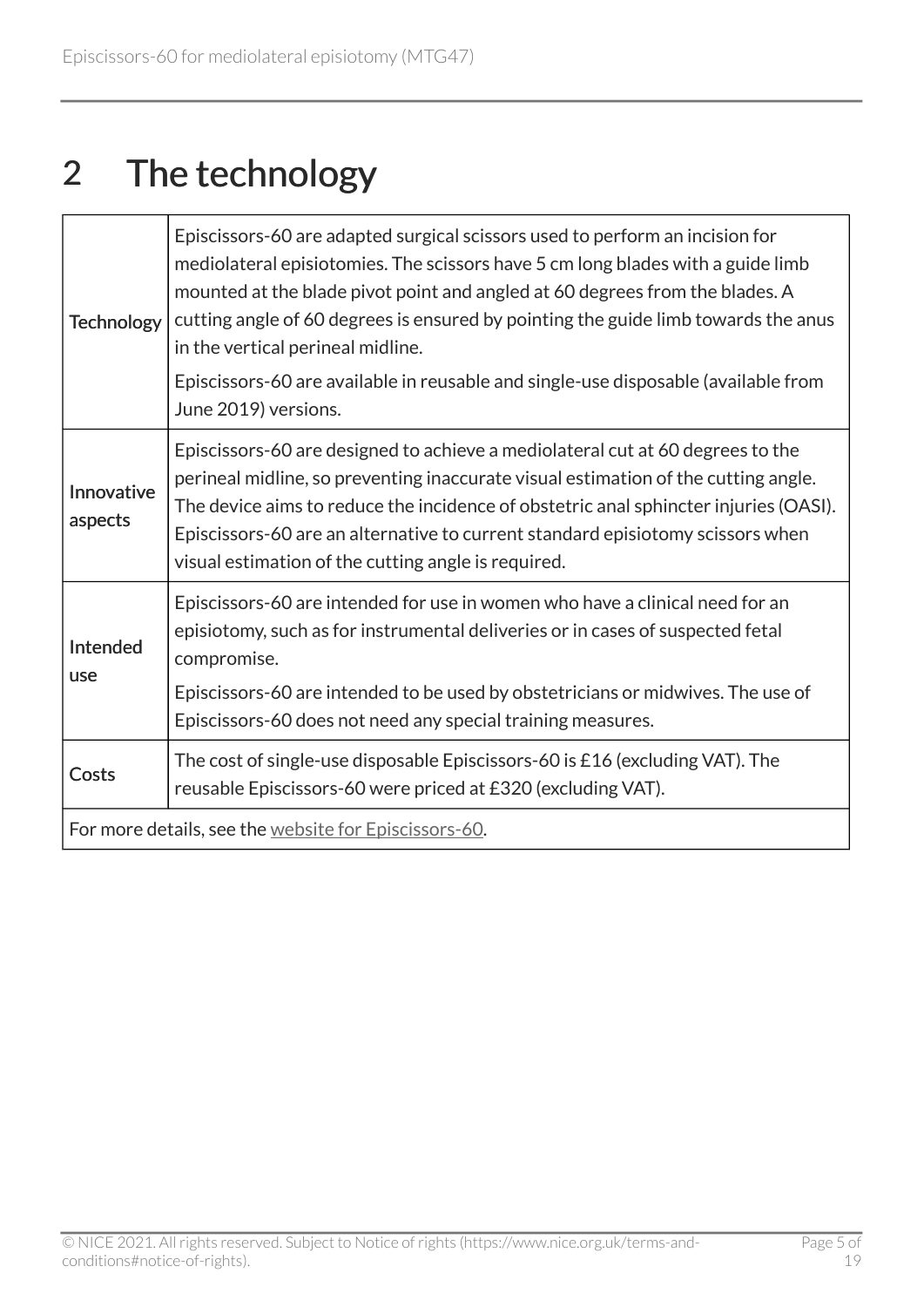## 2 The technology

| | |
|---|---|
| Technology | Episcissors-60 are adapted surgical scissors used to perform an incision for mediolateral episiotomies. The scissors have 5 cm long blades with a guide limb mounted at the blade pivot point and angled at 60 degrees from the blades. A cutting angle of 60 degrees is ensured by pointing the guide limb towards the anus in the vertical perineal midline.<br><br>Episcissors-60 are available in reusable and single-use disposable (available from June 2019) versions. |
| Innovative aspects | Episcissors-60 are designed to achieve a mediolateral cut at 60 degrees to the perineal midline, so preventing inaccurate visual estimation of the cutting angle. The device aims to reduce the incidence of obstetric anal sphincter injuries (OASI). Episcissors-60 are an alternative to current standard episiotomy scissors when visual estimation of the cutting angle is required. |
| Intended use | Episcissors-60 are intended for use in women who have a clinical need for an episiotomy, such as for instrumental deliveries or in cases of suspected fetal compromise.<br><br>Episcissors-60 are intended to be used by obstetricians or midwives. The use of Episcissors-60 does not need any special training measures. |
| Costs | The cost of single-use disposable Episcissors-60 is £16 (excluding VAT). The reusable Episcissors-60 were priced at £320 (excluding VAT). |
| For more details, see the website for Episcissors-60. | |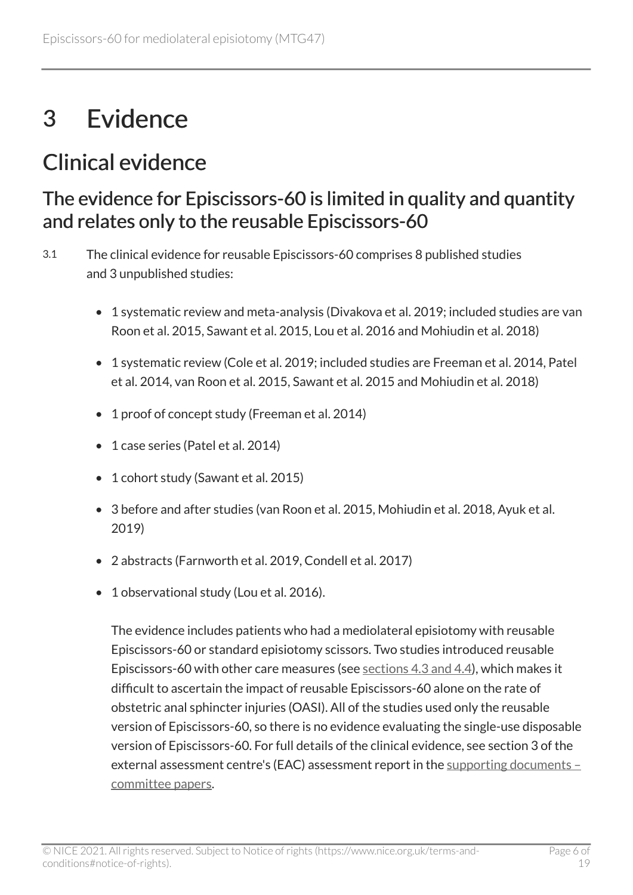# 3 Evidence

## Clinical evidence

### The evidence for Episcissors-60 is limited in quality and quantity and relates only to the reusable Episcissors-60

3.1 The clinical evidence for reusable Episcissors-60 comprises 8 published studies and 3 unpublished studies:

- 1 systematic review and meta-analysis (Divakova et al. 2019; included studies are van Roon et al. 2015, Sawant et al. 2015, Lou et al. 2016 and Mohiudin et al. 2018)
- 1 systematic review (Cole et al. 2019; included studies are Freeman et al. 2014, Patel et al. 2014, van Roon et al. 2015, Sawant et al. 2015 and Mohiudin et al. 2018)
- 1 proof of concept study (Freeman et al. 2014)
- 1 case series (Patel et al. 2014)
- 1 cohort study (Sawant et al. 2015)
- 3 before and after studies (van Roon et al. 2015, Mohiudin et al. 2018, Ayuk et al. 2019)
- 2 abstracts (Farnworth et al. 2019, Condell et al. 2017)
- 1 observational study (Lou et al. 2016).

The evidence includes patients who had a mediolateral episiotomy with reusable Episcissors-60 or standard episiotomy scissors. Two studies introduced reusable Episcissors-60 with other care measures (see sections 4.3 and 4.4), which makes it difficult to ascertain the impact of reusable Episcissors-60 alone on the rate of obstetric anal sphincter injuries (OASI). All of the studies used only the reusable version of Episcissors-60, so there is no evidence evaluating the single-use disposable version of Episcissors-60. For full details of the clinical evidence, see section 3 of the external assessment centre's (EAC) assessment report in the supporting documents – committee papers.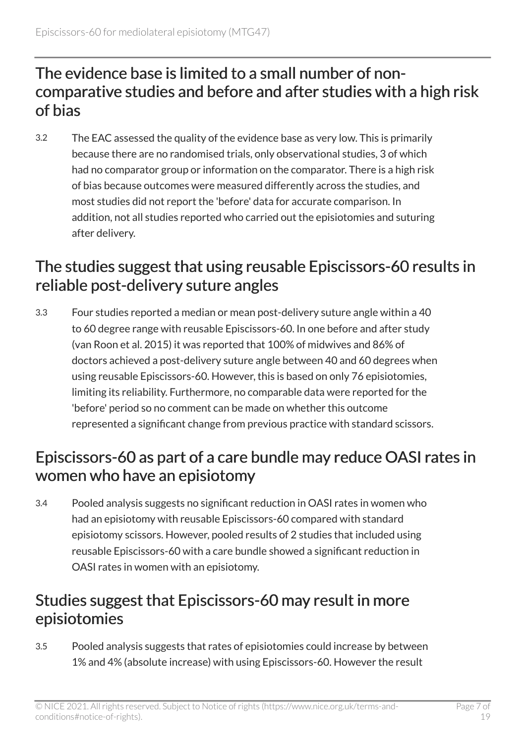## The evidence base is limited to a small number of non-comparative studies and before and after studies with a high risk of bias

3.2 The EAC assessed the quality of the evidence base as very low. This is primarily because there are no randomised trials, only observational studies, 3 of which had no comparator group or information on the comparator. There is a high risk of bias because outcomes were measured differently across the studies, and most studies did not report the 'before' data for accurate comparison. In addition, not all studies reported who carried out the episiotomies and suturing after delivery.

## The studies suggest that using reusable Episcissors-60 results in reliable post-delivery suture angles

3.3 Four studies reported a median or mean post-delivery suture angle within a 40 to 60 degree range with reusable Episcissors-60. In one before and after study (van Roon et al. 2015) it was reported that 100% of midwives and 86% of doctors achieved a post-delivery suture angle between 40 and 60 degrees when using reusable Episcissors-60. However, this is based on only 76 episiotomies, limiting its reliability. Furthermore, no comparable data were reported for the 'before' period so no comment can be made on whether this outcome represented a significant change from previous practice with standard scissors.

## Episcissors-60 as part of a care bundle may reduce OASI rates in women who have an episiotomy

3.4 Pooled analysis suggests no significant reduction in OASI rates in women who had an episiotomy with reusable Episcissors-60 compared with standard episiotomy scissors. However, pooled results of 2 studies that included using reusable Episcissors-60 with a care bundle showed a significant reduction in OASI rates in women with an episiotomy.

## Studies suggest that Episcissors-60 may result in more episiotomies

3.5 Pooled analysis suggests that rates of episiotomies could increase by between 1% and 4% (absolute increase) with using Episcissors-60. However the result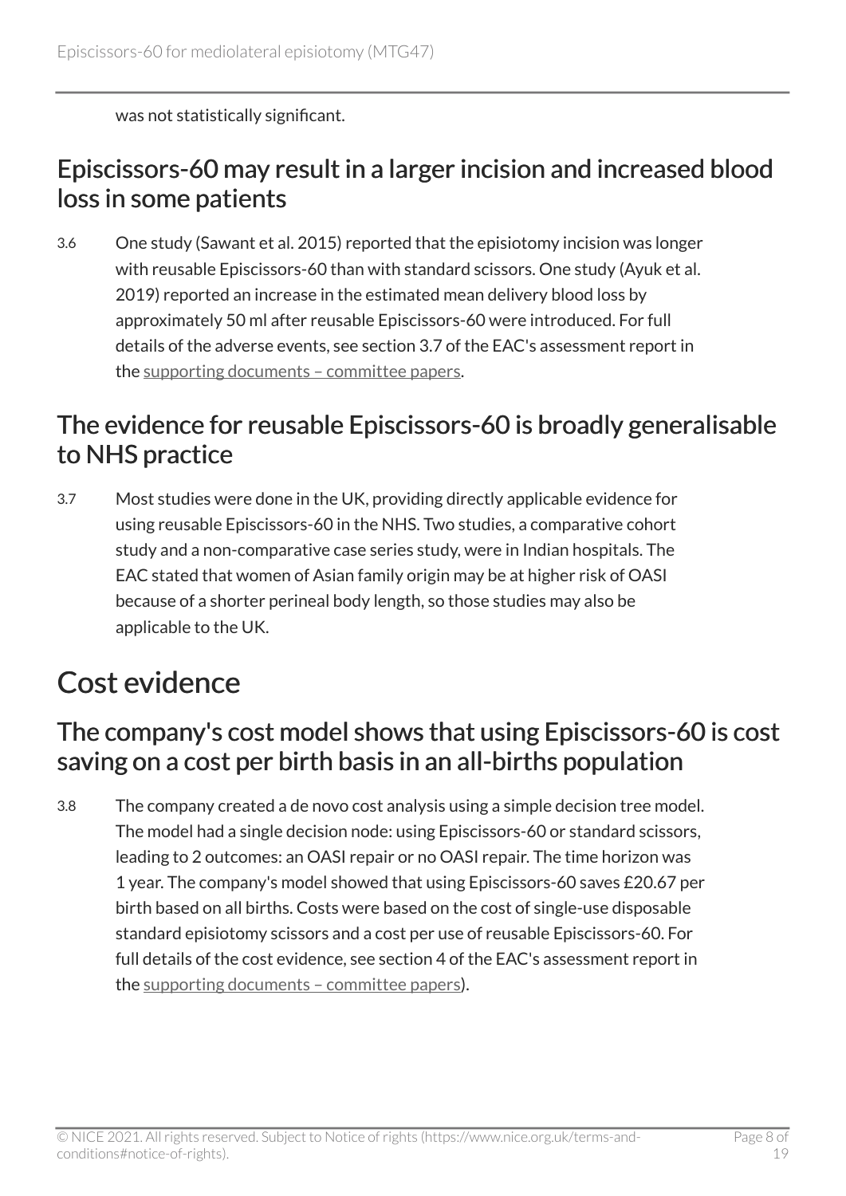was not statistically significant.

## Episcissors-60 may result in a larger incision and increased blood loss in some patients

3.6 One study (Sawant et al. 2015) reported that the episiotomy incision was longer with reusable Episcissors-60 than with standard scissors. One study (Ayuk et al. 2019) reported an increase in the estimated mean delivery blood loss by approximately 50 ml after reusable Episcissors-60 were introduced. For full details of the adverse events, see section 3.7 of the EAC's assessment report in the supporting documents – committee papers.

## The evidence for reusable Episcissors-60 is broadly generalisable to NHS practice

3.7 Most studies were done in the UK, providing directly applicable evidence for using reusable Episcissors-60 in the NHS. Two studies, a comparative cohort study and a non-comparative case series study, were in Indian hospitals. The EAC stated that women of Asian family origin may be at higher risk of OASI because of a shorter perineal body length, so those studies may also be applicable to the UK.

# Cost evidence

## The company's cost model shows that using Episcissors-60 is cost saving on a cost per birth basis in an all-births population

3.8 The company created a de novo cost analysis using a simple decision tree model. The model had a single decision node: using Episcissors-60 or standard scissors, leading to 2 outcomes: an OASI repair or no OASI repair. The time horizon was 1 year. The company's model showed that using Episcissors-60 saves £20.67 per birth based on all births. Costs were based on the cost of single-use disposable standard episiotomy scissors and a cost per use of reusable Episcissors-60. For full details of the cost evidence, see section 4 of the EAC's assessment report in the supporting documents – committee papers).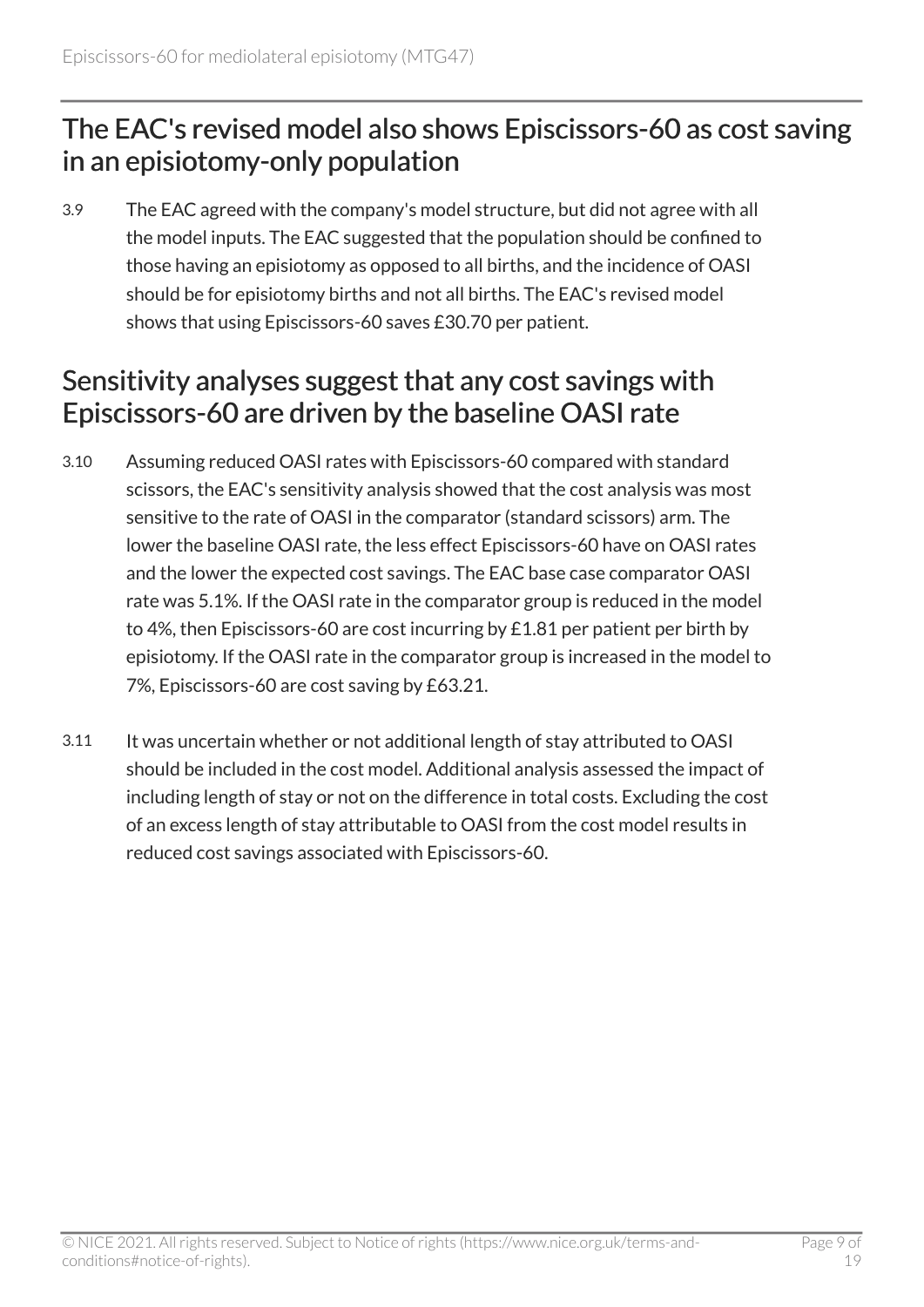## The EAC's revised model also shows Episcissors-60 as cost saving in an episiotomy-only population

3.9 The EAC agreed with the company's model structure, but did not agree with all the model inputs. The EAC suggested that the population should be confined to those having an episiotomy as opposed to all births, and the incidence of OASI should be for episiotomy births and not all births. The EAC's revised model shows that using Episcissors-60 saves £30.70 per patient.

## Sensitivity analyses suggest that any cost savings with Episcissors-60 are driven by the baseline OASI rate

3.10 Assuming reduced OASI rates with Episcissors-60 compared with standard scissors, the EAC's sensitivity analysis showed that the cost analysis was most sensitive to the rate of OASI in the comparator (standard scissors) arm. The lower the baseline OASI rate, the less effect Episcissors-60 have on OASI rates and the lower the expected cost savings. The EAC base case comparator OASI rate was 5.1%. If the OASI rate in the comparator group is reduced in the model to 4%, then Episcissors-60 are cost incurring by £1.81 per patient per birth by episiotomy. If the OASI rate in the comparator group is increased in the model to 7%, Episcissors-60 are cost saving by £63.21.

3.11 It was uncertain whether or not additional length of stay attributed to OASI should be included in the cost model. Additional analysis assessed the impact of including length of stay or not on the difference in total costs. Excluding the cost of an excess length of stay attributable to OASI from the cost model results in reduced cost savings associated with Episcissors-60.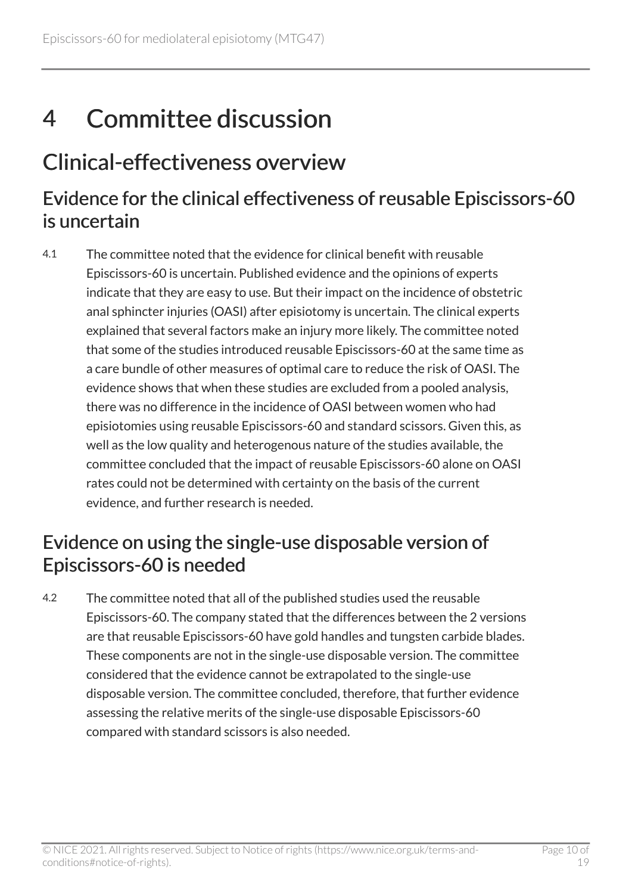# 4 Committee discussion

## Clinical-effectiveness overview

### Evidence for the clinical effectiveness of reusable Episcissors-60 is uncertain

4.1 The committee noted that the evidence for clinical benefit with reusable Episcissors-60 is uncertain. Published evidence and the opinions of experts indicate that they are easy to use. But their impact on the incidence of obstetric anal sphincter injuries (OASI) after episiotomy is uncertain. The clinical experts explained that several factors make an injury more likely. The committee noted that some of the studies introduced reusable Episcissors-60 at the same time as a care bundle of other measures of optimal care to reduce the risk of OASI. The evidence shows that when these studies are excluded from a pooled analysis, there was no difference in the incidence of OASI between women who had episiotomies using reusable Episcissors-60 and standard scissors. Given this, as well as the low quality and heterogenous nature of the studies available, the committee concluded that the impact of reusable Episcissors-60 alone on OASI rates could not be determined with certainty on the basis of the current evidence, and further research is needed.

### Evidence on using the single-use disposable version of Episcissors-60 is needed

4.2 The committee noted that all of the published studies used the reusable Episcissors-60. The company stated that the differences between the 2 versions are that reusable Episcissors-60 have gold handles and tungsten carbide blades. These components are not in the single-use disposable version. The committee considered that the evidence cannot be extrapolated to the single-use disposable version. The committee concluded, therefore, that further evidence assessing the relative merits of the single-use disposable Episcissors-60 compared with standard scissors is also needed.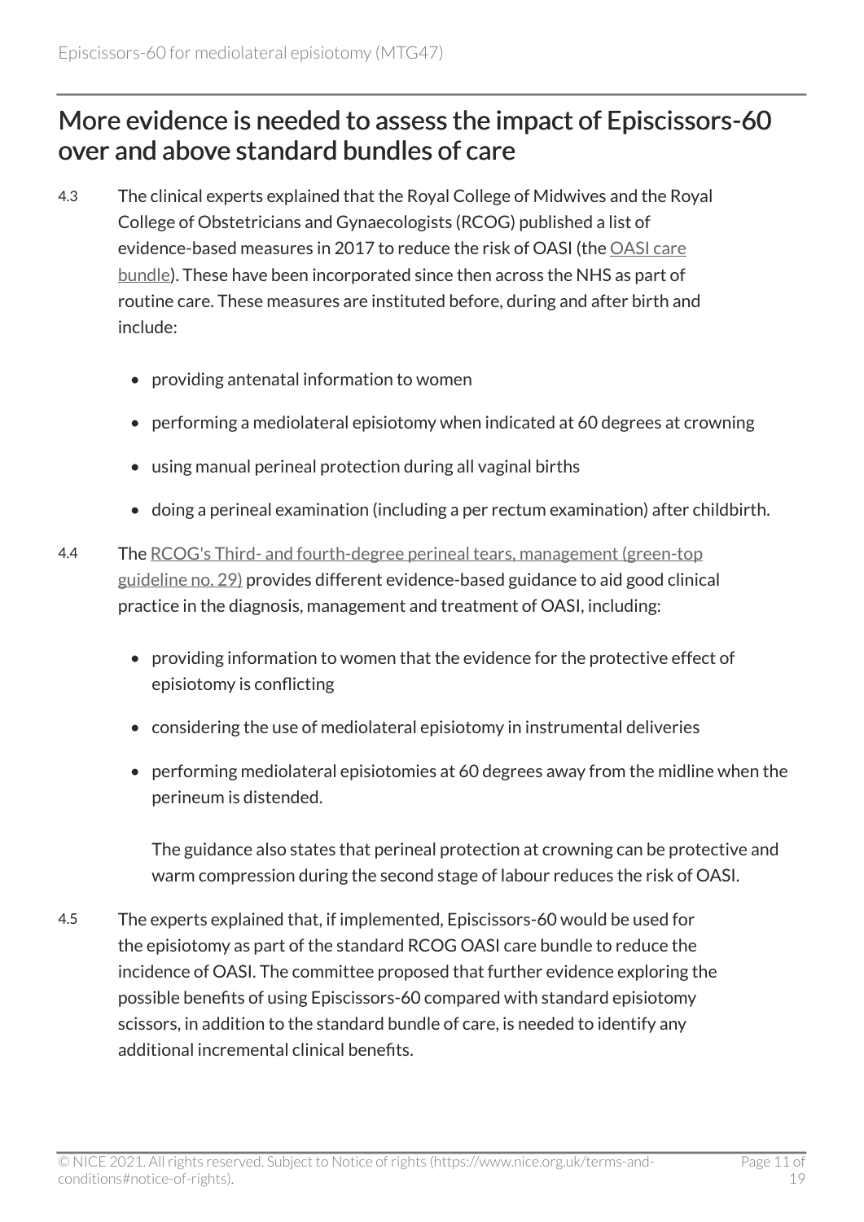## More evidence is needed to assess the impact of Episcissors-60 over and above standard bundles of care

4.3 The clinical experts explained that the Royal College of Midwives and the Royal College of Obstetricians and Gynaecologists (RCOG) published a list of evidence-based measures in 2017 to reduce the risk of OASI (the OASI care bundle). These have been incorporated since then across the NHS as part of routine care. These measures are instituted before, during and after birth and include:

- providing antenatal information to women
- performing a mediolateral episiotomy when indicated at 60 degrees at crowning
- using manual perineal protection during all vaginal births
- doing a perineal examination (including a per rectum examination) after childbirth.

4.4 The RCOG's Third- and fourth-degree perineal tears, management (green-top guideline no. 29) provides different evidence-based guidance to aid good clinical practice in the diagnosis, management and treatment of OASI, including:

- providing information to women that the evidence for the protective effect of episiotomy is conflicting
- considering the use of mediolateral episiotomy in instrumental deliveries
- performing mediolateral episiotomies at 60 degrees away from the midline when the perineum is distended.

  The guidance also states that perineal protection at crowning can be protective and warm compression during the second stage of labour reduces the risk of OASI.

4.5 The experts explained that, if implemented, Episcissors-60 would be used for the episiotomy as part of the standard RCOG OASI care bundle to reduce the incidence of OASI. The committee proposed that further evidence exploring the possible benefits of using Episcissors-60 compared with standard episiotomy scissors, in addition to the standard bundle of care, is needed to identify any additional incremental clinical benefits.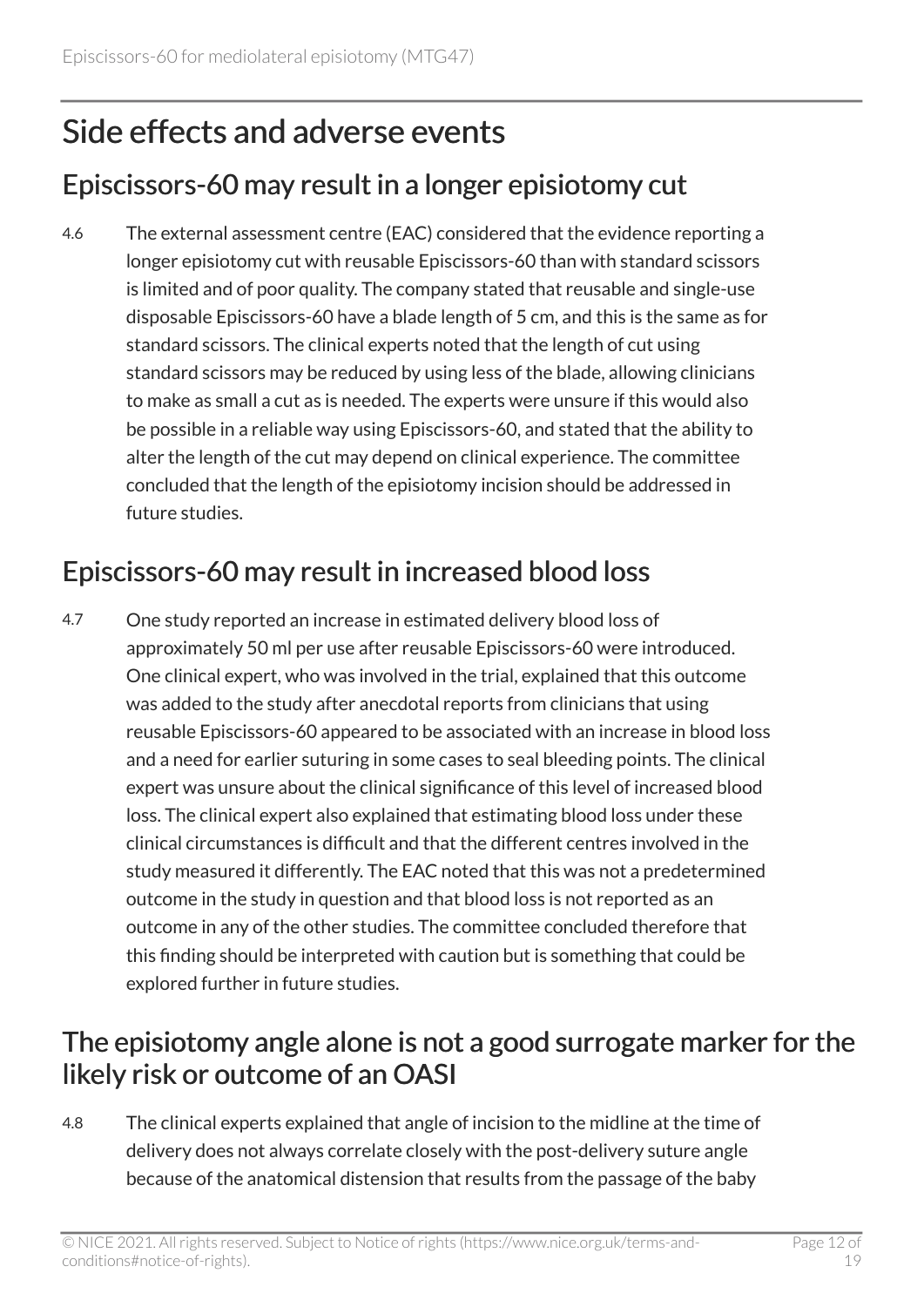## Side effects and adverse events

### Episcissors-60 may result in a longer episiotomy cut

4.6 The external assessment centre (EAC) considered that the evidence reporting a longer episiotomy cut with reusable Episcissors-60 than with standard scissors is limited and of poor quality. The company stated that reusable and single-use disposable Episcissors-60 have a blade length of 5 cm, and this is the same as for standard scissors. The clinical experts noted that the length of cut using standard scissors may be reduced by using less of the blade, allowing clinicians to make as small a cut as is needed. The experts were unsure if this would also be possible in a reliable way using Episcissors-60, and stated that the ability to alter the length of the cut may depend on clinical experience. The committee concluded that the length of the episiotomy incision should be addressed in future studies.

### Episcissors-60 may result in increased blood loss

4.7 One study reported an increase in estimated delivery blood loss of approximately 50 ml per use after reusable Episcissors-60 were introduced. One clinical expert, who was involved in the trial, explained that this outcome was added to the study after anecdotal reports from clinicians that using reusable Episcissors-60 appeared to be associated with an increase in blood loss and a need for earlier suturing in some cases to seal bleeding points. The clinical expert was unsure about the clinical significance of this level of increased blood loss. The clinical expert also explained that estimating blood loss under these clinical circumstances is difficult and that the different centres involved in the study measured it differently. The EAC noted that this was not a predetermined outcome in the study in question and that blood loss is not reported as an outcome in any of the other studies. The committee concluded therefore that this finding should be interpreted with caution but is something that could be explored further in future studies.

### The episiotomy angle alone is not a good surrogate marker for the likely risk or outcome of an OASI

4.8 The clinical experts explained that angle of incision to the midline at the time of delivery does not always correlate closely with the post-delivery suture angle because of the anatomical distension that results from the passage of the baby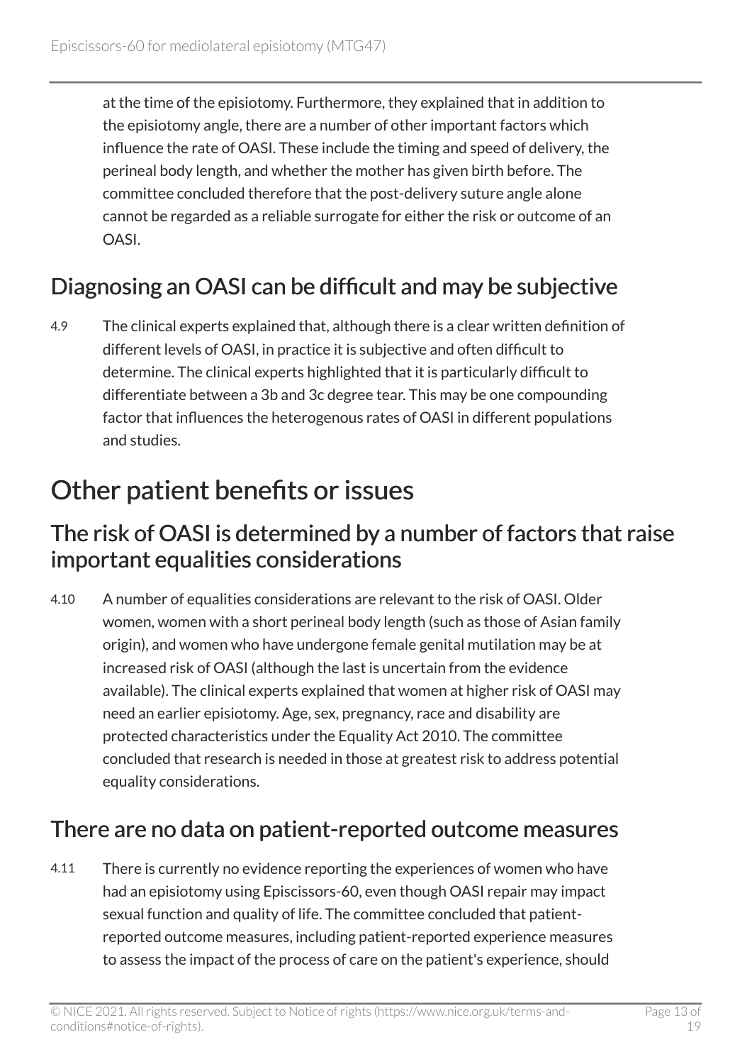at the time of the episiotomy. Furthermore, they explained that in addition to the episiotomy angle, there are a number of other important factors which influence the rate of OASI. These include the timing and speed of delivery, the perineal body length, and whether the mother has given birth before. The committee concluded therefore that the post-delivery suture angle alone cannot be regarded as a reliable surrogate for either the risk or outcome of an OASI.

### Diagnosing an OASI can be difficult and may be subjective

4.9 The clinical experts explained that, although there is a clear written definition of different levels of OASI, in practice it is subjective and often difficult to determine. The clinical experts highlighted that it is particularly difficult to differentiate between a 3b and 3c degree tear. This may be one compounding factor that influences the heterogenous rates of OASI in different populations and studies.

## Other patient benefits or issues

### The risk of OASI is determined by a number of factors that raise important equalities considerations

4.10 A number of equalities considerations are relevant to the risk of OASI. Older women, women with a short perineal body length (such as those of Asian family origin), and women who have undergone female genital mutilation may be at increased risk of OASI (although the last is uncertain from the evidence available). The clinical experts explained that women at higher risk of OASI may need an earlier episiotomy. Age, sex, pregnancy, race and disability are protected characteristics under the Equality Act 2010. The committee concluded that research is needed in those at greatest risk to address potential equality considerations.

### There are no data on patient-reported outcome measures

4.11 There is currently no evidence reporting the experiences of women who have had an episiotomy using Episcissors-60, even though OASI repair may impact sexual function and quality of life. The committee concluded that patient-reported outcome measures, including patient-reported experience measures to assess the impact of the process of care on the patient's experience, should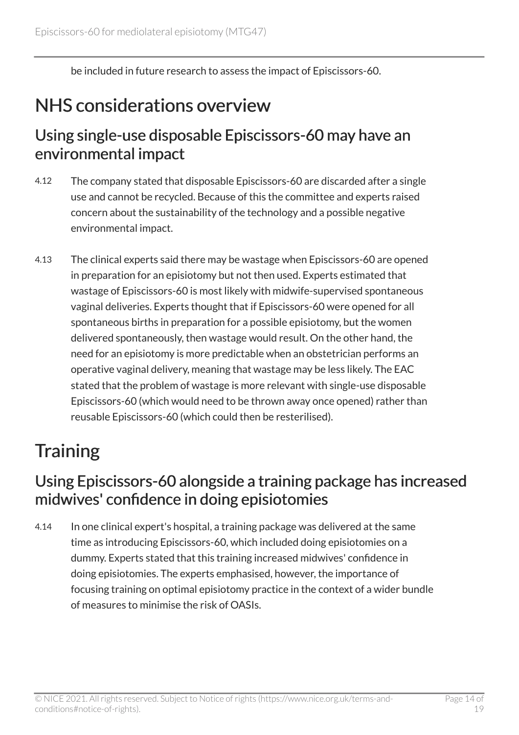be included in future research to assess the impact of Episcissors-60.

# NHS considerations overview

## Using single-use disposable Episcissors-60 may have an environmental impact

4.12 The company stated that disposable Episcissors-60 are discarded after a single use and cannot be recycled. Because of this the committee and experts raised concern about the sustainability of the technology and a possible negative environmental impact.

4.13 The clinical experts said there may be wastage when Episcissors-60 are opened in preparation for an episiotomy but not then used. Experts estimated that wastage of Episcissors-60 is most likely with midwife-supervised spontaneous vaginal deliveries. Experts thought that if Episcissors-60 were opened for all spontaneous births in preparation for a possible episiotomy, but the women delivered spontaneously, then wastage would result. On the other hand, the need for an episiotomy is more predictable when an obstetrician performs an operative vaginal delivery, meaning that wastage may be less likely. The EAC stated that the problem of wastage is more relevant with single-use disposable Episcissors-60 (which would need to be thrown away once opened) rather than reusable Episcissors-60 (which could then be resterilised).

# Training

## Using Episcissors-60 alongside a training package has increased midwives' confidence in doing episiotomies

4.14 In one clinical expert's hospital, a training package was delivered at the same time as introducing Episcissors-60, which included doing episiotomies on a dummy. Experts stated that this training increased midwives' confidence in doing episiotomies. The experts emphasised, however, the importance of focusing training on optimal episiotomy practice in the context of a wider bundle of measures to minimise the risk of OASIs.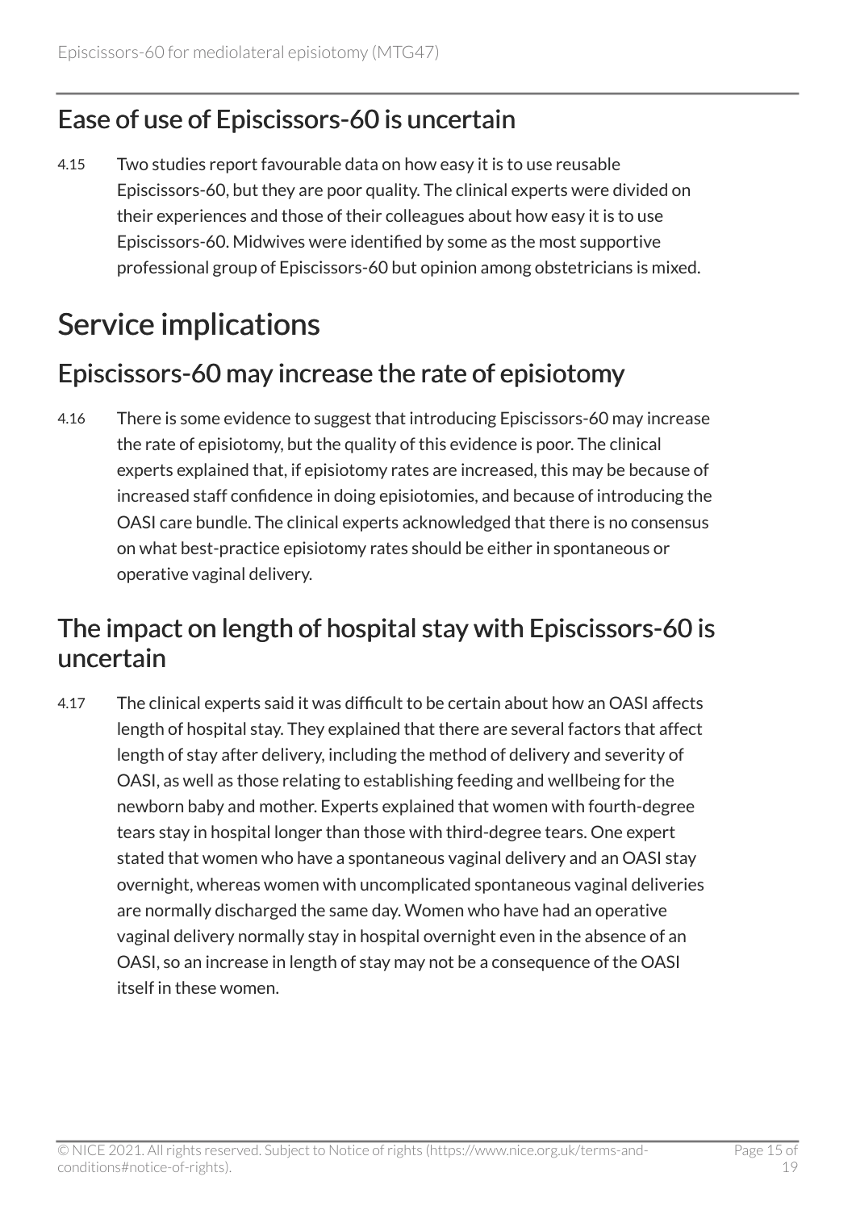## Ease of use of Episcissors-60 is uncertain

4.15 Two studies report favourable data on how easy it is to use reusable Episcissors-60, but they are poor quality. The clinical experts were divided on their experiences and those of their colleagues about how easy it is to use Episcissors-60. Midwives were identified by some as the most supportive professional group of Episcissors-60 but opinion among obstetricians is mixed.

# Service implications

## Episcissors-60 may increase the rate of episiotomy

4.16 There is some evidence to suggest that introducing Episcissors-60 may increase the rate of episiotomy, but the quality of this evidence is poor. The clinical experts explained that, if episiotomy rates are increased, this may be because of increased staff confidence in doing episiotomies, and because of introducing the OASI care bundle. The clinical experts acknowledged that there is no consensus on what best-practice episiotomy rates should be either in spontaneous or operative vaginal delivery.

## The impact on length of hospital stay with Episcissors-60 is uncertain

4.17 The clinical experts said it was difficult to be certain about how an OASI affects length of hospital stay. They explained that there are several factors that affect length of stay after delivery, including the method of delivery and severity of OASI, as well as those relating to establishing feeding and wellbeing for the newborn baby and mother. Experts explained that women with fourth-degree tears stay in hospital longer than those with third-degree tears. One expert stated that women who have a spontaneous vaginal delivery and an OASI stay overnight, whereas women with uncomplicated spontaneous vaginal deliveries are normally discharged the same day. Women who have had an operative vaginal delivery normally stay in hospital overnight even in the absence of an OASI, so an increase in length of stay may not be a consequence of the OASI itself in these women.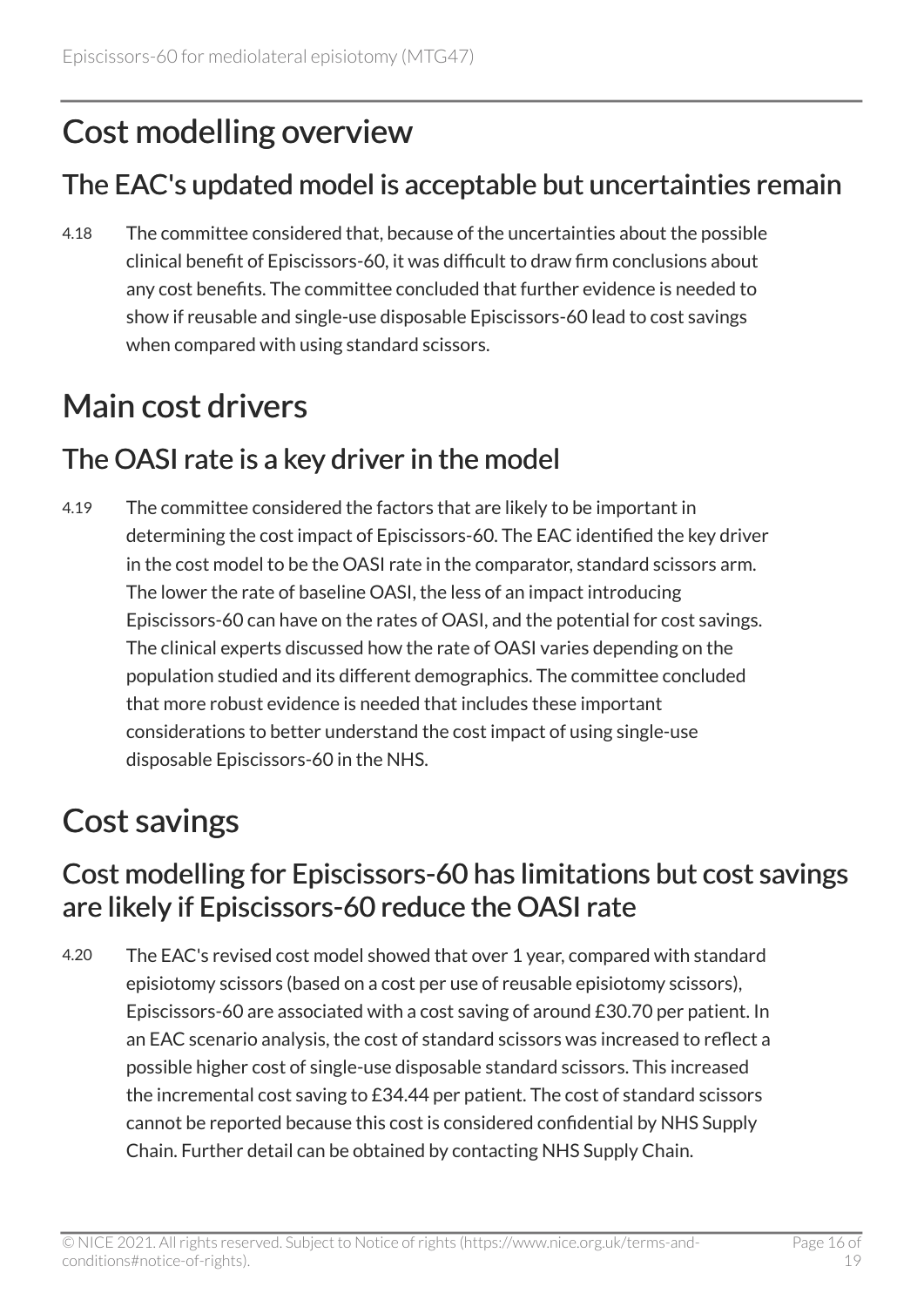# Cost modelling overview

## The EAC's updated model is acceptable but uncertainties remain

4.18 The committee considered that, because of the uncertainties about the possible clinical benefit of Episcissors-60, it was difficult to draw firm conclusions about any cost benefits. The committee concluded that further evidence is needed to show if reusable and single-use disposable Episcissors-60 lead to cost savings when compared with using standard scissors.

# Main cost drivers

## The OASI rate is a key driver in the model

4.19 The committee considered the factors that are likely to be important in determining the cost impact of Episcissors-60. The EAC identified the key driver in the cost model to be the OASI rate in the comparator, standard scissors arm. The lower the rate of baseline OASI, the less of an impact introducing Episcissors-60 can have on the rates of OASI, and the potential for cost savings. The clinical experts discussed how the rate of OASI varies depending on the population studied and its different demographics. The committee concluded that more robust evidence is needed that includes these important considerations to better understand the cost impact of using single-use disposable Episcissors-60 in the NHS.

# Cost savings

## Cost modelling for Episcissors-60 has limitations but cost savings are likely if Episcissors-60 reduce the OASI rate

4.20 The EAC's revised cost model showed that over 1 year, compared with standard episiotomy scissors (based on a cost per use of reusable episiotomy scissors), Episcissors-60 are associated with a cost saving of around £30.70 per patient. In an EAC scenario analysis, the cost of standard scissors was increased to reflect a possible higher cost of single-use disposable standard scissors. This increased the incremental cost saving to £34.44 per patient. The cost of standard scissors cannot be reported because this cost is considered confidential by NHS Supply Chain. Further detail can be obtained by contacting NHS Supply Chain.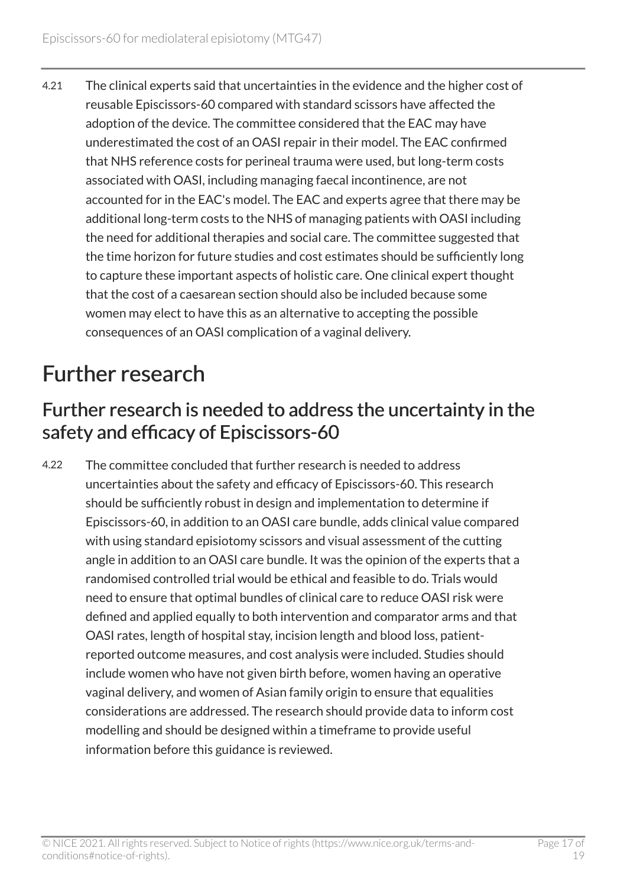4.21 The clinical experts said that uncertainties in the evidence and the higher cost of reusable Episcissors-60 compared with standard scissors have affected the adoption of the device. The committee considered that the EAC may have underestimated the cost of an OASI repair in their model. The EAC confirmed that NHS reference costs for perineal trauma were used, but long-term costs associated with OASI, including managing faecal incontinence, are not accounted for in the EAC's model. The EAC and experts agree that there may be additional long-term costs to the NHS of managing patients with OASI including the need for additional therapies and social care. The committee suggested that the time horizon for future studies and cost estimates should be sufficiently long to capture these important aspects of holistic care. One clinical expert thought that the cost of a caesarean section should also be included because some women may elect to have this as an alternative to accepting the possible consequences of an OASI complication of a vaginal delivery.

# Further research

## Further research is needed to address the uncertainty in the safety and efficacy of Episcissors-60

4.22 The committee concluded that further research is needed to address uncertainties about the safety and efficacy of Episcissors-60. This research should be sufficiently robust in design and implementation to determine if Episcissors-60, in addition to an OASI care bundle, adds clinical value compared with using standard episiotomy scissors and visual assessment of the cutting angle in addition to an OASI care bundle. It was the opinion of the experts that a randomised controlled trial would be ethical and feasible to do. Trials would need to ensure that optimal bundles of clinical care to reduce OASI risk were defined and applied equally to both intervention and comparator arms and that OASI rates, length of hospital stay, incision length and blood loss, patient-reported outcome measures, and cost analysis were included. Studies should include women who have not given birth before, women having an operative vaginal delivery, and women of Asian family origin to ensure that equalities considerations are addressed. The research should provide data to inform cost modelling and should be designed within a timeframe to provide useful information before this guidance is reviewed.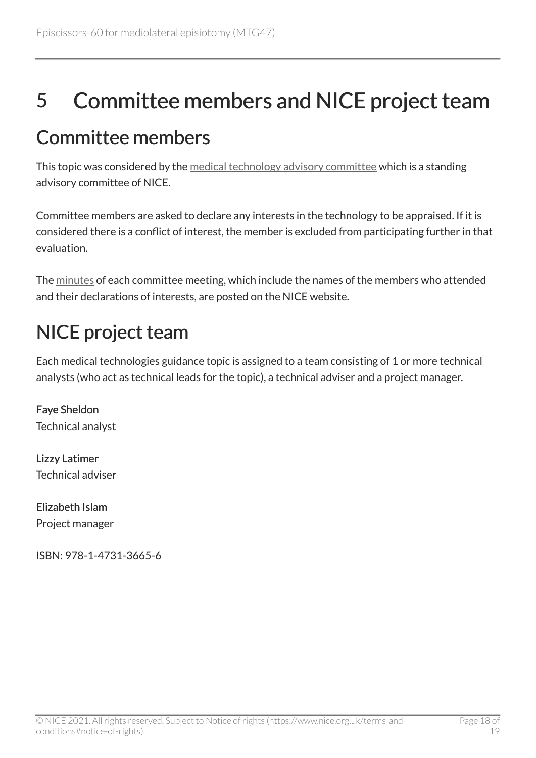# 5 Committee members and NICE project team

## Committee members

This topic was considered by the medical technology advisory committee which is a standing advisory committee of NICE.

Committee members are asked to declare any interests in the technology to be appraised. If it is considered there is a conflict of interest, the member is excluded from participating further in that evaluation.

The minutes of each committee meeting, which include the names of the members who attended and their declarations of interests, are posted on the NICE website.

## NICE project team

Each medical technologies guidance topic is assigned to a team consisting of 1 or more technical analysts (who act as technical leads for the topic), a technical adviser and a project manager.

**Faye Sheldon**
Technical analyst

**Lizzy Latimer**
Technical adviser

**Elizabeth Islam**
Project manager

ISBN: 978-1-4731-3665-6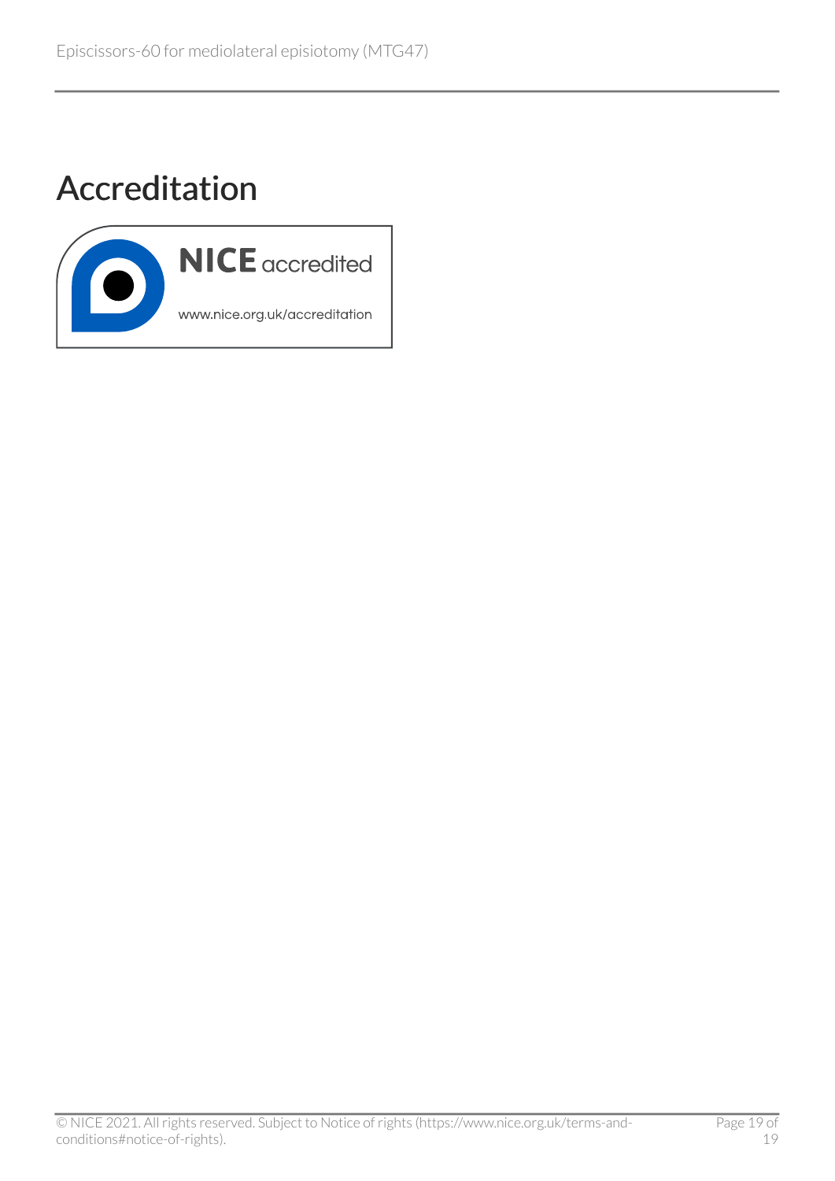# Accreditation

NICE accredited

www.nice.org.uk/accreditation